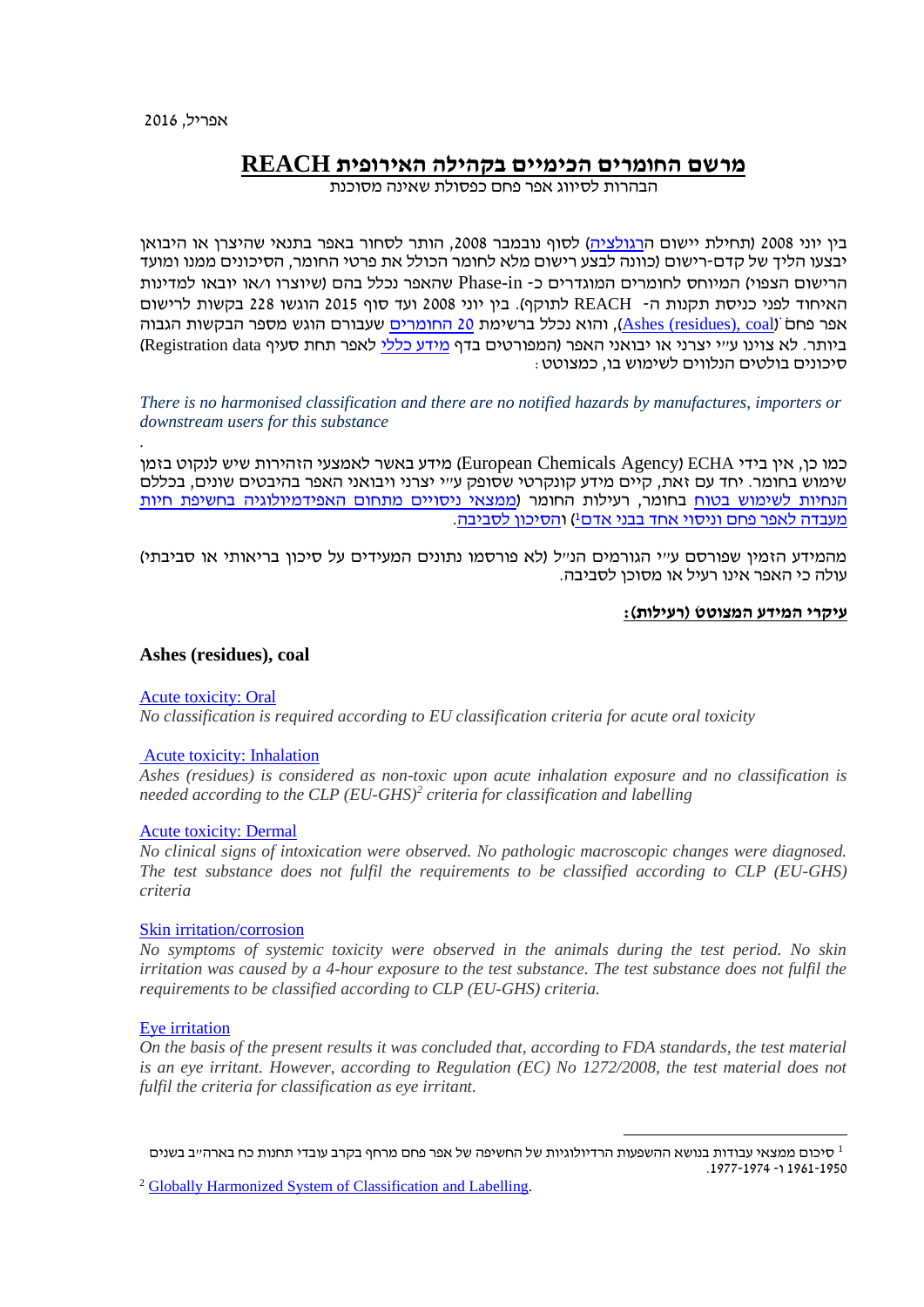אפריל, 2016

# מרשם החומרים הכימיים בקהילה האירופית REACH

הבהרות לסיווג אפר פחם כפסולת שאינה מסוכנת

בין יוני 2008 (תחילת יישום הרגולציה) לסוף נובמבר 2008, הותר לסחור באפר בתנאי שהיצרן או היבואן יבצעו הליך של קדם-רישום (כוונה לבצע רישום מלא לחומר הכולל את פרטי החומר, הסיכונים ממנו ומועד הרישום הצפוי) המיוחס לחומרים המוגדרים כ- Phase-in שהאפר נכלל בהם (שיוצרו ו/או יובאו למדינות האיחוד לפני כניסת תקנות ה- REACH לתוקף). בין יוני 2008 ועד סוף 2015 הוגשו 228 בקשות לרישום אפר פחם (Ashes (residues), coal), והוא נכלל ברשימת 20 החומרים שעבורם הוגש מספר הבקשות הגבוה ביותר. לא צוינו ע"י יצרני או יבואני האפר (המפורטים בדף מידע כללי לאפר תחת סעיף Registration data) סיכונים בולטים הנלווים לשימוש בו, כמצוטט:

*There is no harmonised classification and there are no notified hazards by manufactures, importers or downstream users for this substance*

.

כמו כן, אין בידי ECHA (European Chemicals Agency) מידע באשר לאמצעי הזהירות שיש לנקוט בזמן שימוש בחומר. יחד עם זאת, קיים מידע קונקרטי שסופק ע"י יצרני ויבואני האפר בהיבטים שונים, בכללם הנחיות לשימוש בטוח בחומר, רעילות החומר (ממצאי ניסויים מתחום האפידמיולוגיה בחשיפת חיות מעבדה לאפר פחם וניסוי אחד בבני אדם[1]) והסיכון לסביבה.

מהמידע הזמין שפורסם ע"י הגורמים הנ"ל (לא פורסמו נתונים המעידים על סיכון בריאותי או סביבתי) עולה כי האפר אינו רעיל או מסוכן לסביבה.

**עיקרי המידע המצוטט (רעילות):**

## Ashes (residues), coal

Acute toxicity: Oral

*No classification is required according to EU classification criteria for acute oral toxicity*

Acute toxicity: Inhalation

*Ashes (residues) is considered as non-toxic upon acute inhalation exposure and no classification is needed according to the CLP (EU-GHS)[2] criteria for classification and labelling*

Acute toxicity: Dermal

*No clinical signs of intoxication were observed. No pathologic macroscopic changes were diagnosed. The test substance does not fulfil the requirements to be classified according to CLP (EU-GHS) criteria*

Skin irritation/corrosion

*No symptoms of systemic toxicity were observed in the animals during the test period. No skin irritation was caused by a 4-hour exposure to the test substance. The test substance does not fulfil the requirements to be classified according to CLP (EU-GHS) criteria.*

Eye irritation

*On the basis of the present results it was concluded that, according to FDA standards, the test material is an eye irritant. However, according to Regulation (EC) No 1272/2008, the test material does not fulfil the criteria for classification as eye irritant.*

---

[1] סיכום ממצאי עבודות בנושא ההשפעות הרדיולוגיות של החשיפה של אפר פחם מרחף בקרב עובדי תחנות כח בארה"ב בשנים 1950-1961 ו- 1974-1977.

[2] Globally Harmonized System of Classification and Labelling.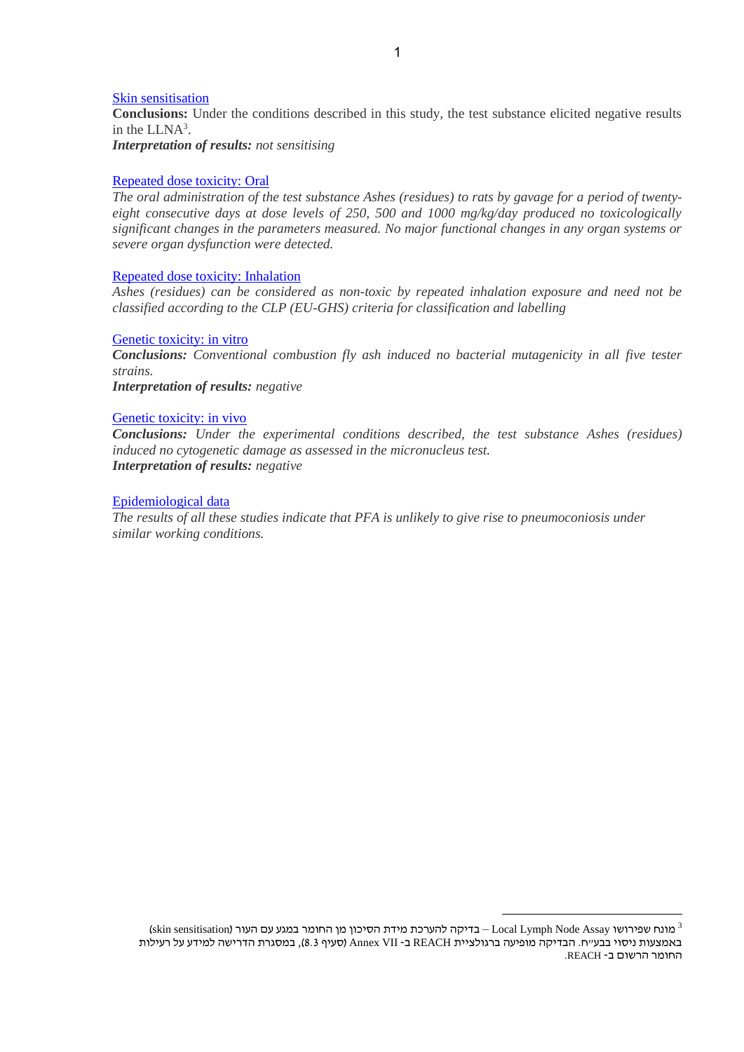[Skin sensitisation](#)

**Conclusions:** Under the conditions described in this study, the test substance elicited negative results in the LLNA[3].

***Interpretation of results:*** *not sensitising*

[Repeated dose toxicity: Oral](#)

*The oral administration of the test substance Ashes (residues) to rats by gavage for a period of twenty-eight consecutive days at dose levels of 250, 500 and 1000 mg/kg/day produced no toxicologically significant changes in the parameters measured. No major functional changes in any organ systems or severe organ dysfunction were detected.*

[Repeated dose toxicity: Inhalation](#)

*Ashes (residues) can be considered as non-toxic by repeated inhalation exposure and need not be classified according to the CLP (EU-GHS) criteria for classification and labelling*

[Genetic toxicity: in vitro](#)

***Conclusions:*** *Conventional combustion fly ash induced no bacterial mutagenicity in all five tester strains.*

***Interpretation of results:*** *negative*

[Genetic toxicity: in vivo](#)

***Conclusions:*** *Under the experimental conditions described, the test substance Ashes (residues) induced no cytogenetic damage as assessed in the micronucleus test.*

***Interpretation of results:*** *negative*

[Epidemiological data](#)

*The results of all these studies indicate that PFA is unlikely to give rise to pneumoconiosis under similar working conditions.*

---

[3] מונח שפירושו Local Lymph Node Assay – בדיקה להערכת מידת הסיכון מן החומר במגע עם העור (skin sensitisation) באמצעות ניסוי בבע״ח. הבדיקה מופיעה ברגולציית REACH ב- Annex VII (סעיף 8.3), במסגרת הדרישה למידע על רעילות החומר הרשום ב- REACH.